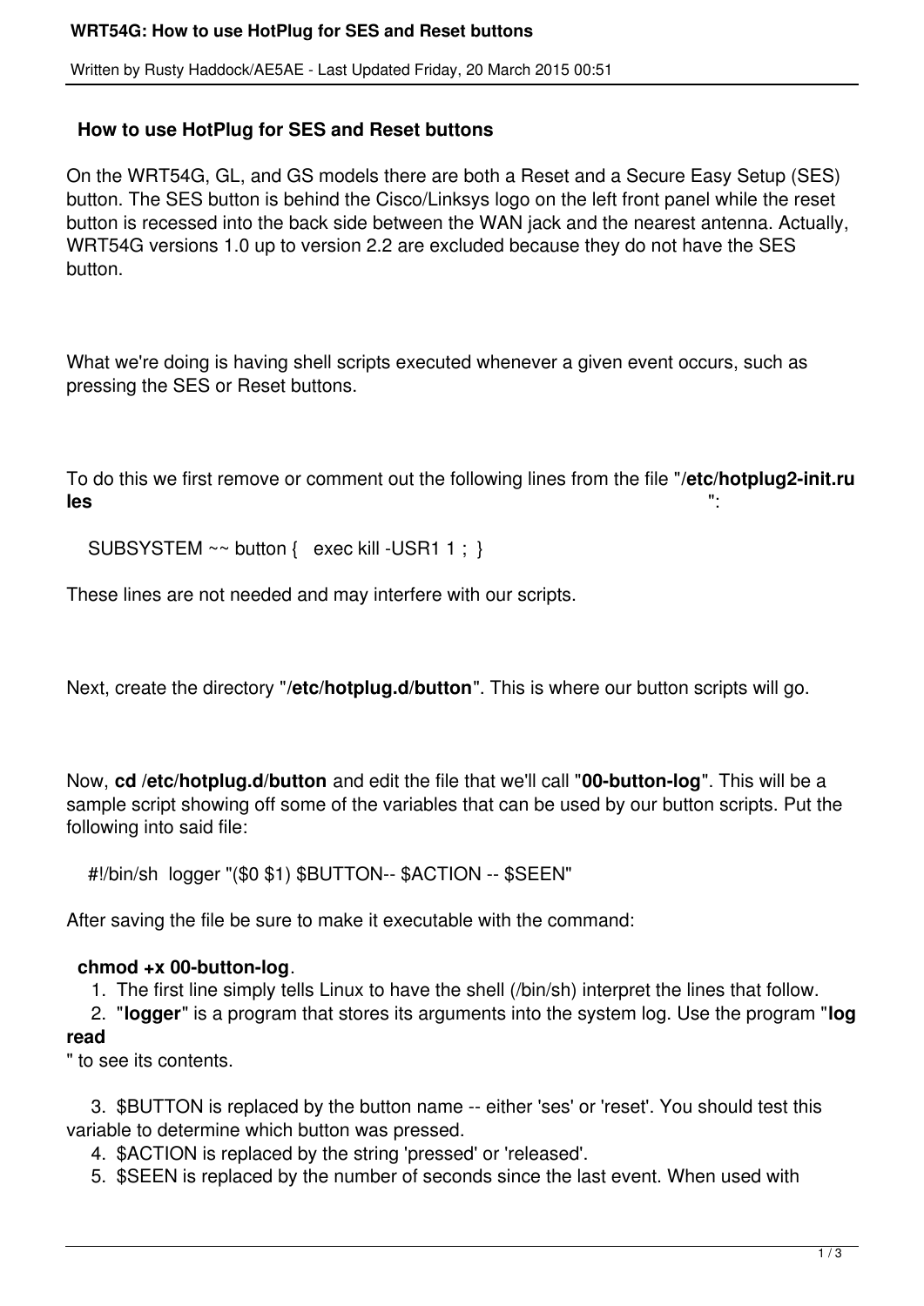## How to use HotPlug for SES and Reset buttons

On the WRT54G, GL, and GS models there are both a Reset and a Secure Easy Setup (SES) button. The SES button is behind the Cisco/Linksys logo on the left front panel while the reset button is recessed into the back side between the WAN jack and the nearest antenna. Actually, WRT54G versions 1.0 up to version 2.2 are excluded because they do not have the SES button.

What we're doing is having shell scripts executed whenever a given event occurs, such as pressing the SES or Reset buttons.

To do this we first remove or comment out the following lines from the file "/**etc**/**hotplug2-init.rules**":

```
SUBSYSTEM ~~ button {   exec kill -USR1 1 ;  }
```

These lines are not needed and may interfere with our scripts.

Next, create the directory "/**etc**/**hotplug.d**/**button**". This is where our button scripts will go.

Now, **cd** /**etc**/**hotplug.d**/**button** and edit the file that we'll call "**00-button-log**". This will be a sample script showing off some of the variables that can be used by our button scripts. Put the following into said file:

```
#!/bin/sh  logger "($0 $1) $BUTTON-- $ACTION -- $SEEN"
```

After saving the file be sure to make it executable with the command:

**chmod +x 00-button-log**.

1. The first line simply tells Linux to have the shell (/bin/sh) interpret the lines that follow.
2. "**logger**" is a program that stores its arguments into the system log. Use the program "**logread**" to see its contents.
3. $BUTTON is replaced by the button name -- either 'ses' or 'reset'. You should test this variable to determine which button was pressed.
4. $ACTION is replaced by the string 'pressed' or 'released'.
5. $SEEN is replaced by the number of seconds since the last event. When used with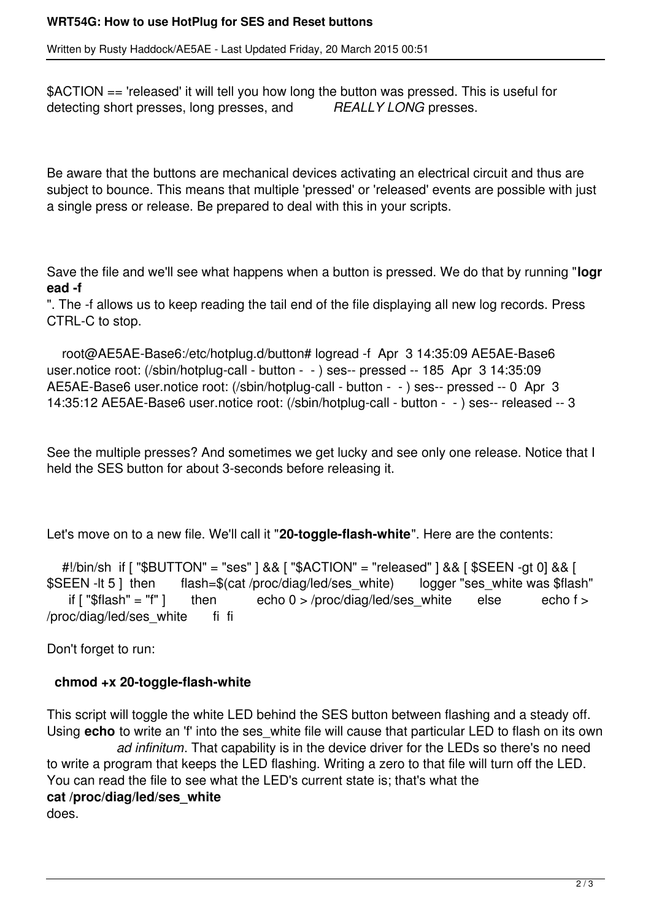$ACTION == 'released' it will tell you how long the button was pressed. This is useful for detecting short presses, long presses, and *REALLY LONG* presses.

Be aware that the buttons are mechanical devices activating an electrical circuit and thus are subject to bounce. This means that multiple 'pressed' or 'released' events are possible with just a single press or release. Be prepared to deal with this in your scripts.

Save the file and we'll see what happens when a button is pressed. We do that by running "**logread -f**". The -f allows us to keep reading the tail end of the file displaying all new log records. Press CTRL-C to stop.

```
root@AE5AE-Base6:/etc/hotplug.d/button# logread -f
Apr  3 14:35:09 AE5AE-Base6 user.notice root: (/sbin/hotplug-call - button -  - ) ses-- pressed -- 185
Apr  3 14:35:09 AE5AE-Base6 user.notice root: (/sbin/hotplug-call - button -  - ) ses-- pressed -- 0
Apr  3 14:35:12 AE5AE-Base6 user.notice root: (/sbin/hotplug-call - button -  - ) ses-- released -- 3
```

See the multiple presses? And sometimes we get lucky and see only one release. Notice that I held the SES button for about 3-seconds before releasing it.

Let's move on to a new file. We'll call it "**20-toggle-flash-white**". Here are the contents:

```
#!/bin/sh
if [ "$BUTTON" = "ses" ] && [ "$ACTION" = "released" ] && [ $SEEN -gt 0] && [ $SEEN -lt 5 ]
then
    flash=$(cat /proc/diag/led/ses_white)
    logger "ses_white was $flash"
    if [ "$flash" = "f" ]
    then
        echo 0 > /proc/diag/led/ses_white
    else
        echo f > /proc/diag/led/ses_white
    fi
fi
```

Don't forget to run:

**chmod +x 20-toggle-flash-white**

This script will toggle the white LED behind the SES button between flashing and a steady off. Using **echo** to write an 'f' into the ses_white file will cause that particular LED to flash on its own *ad infinitum*. That capability is in the device driver for the LEDs so there's no need to write a program that keeps the LED flashing. Writing a zero to that file will turn off the LED. You can read the file to see what the LED's current state is; that's what the **cat /proc/diag/led/ses_white** does.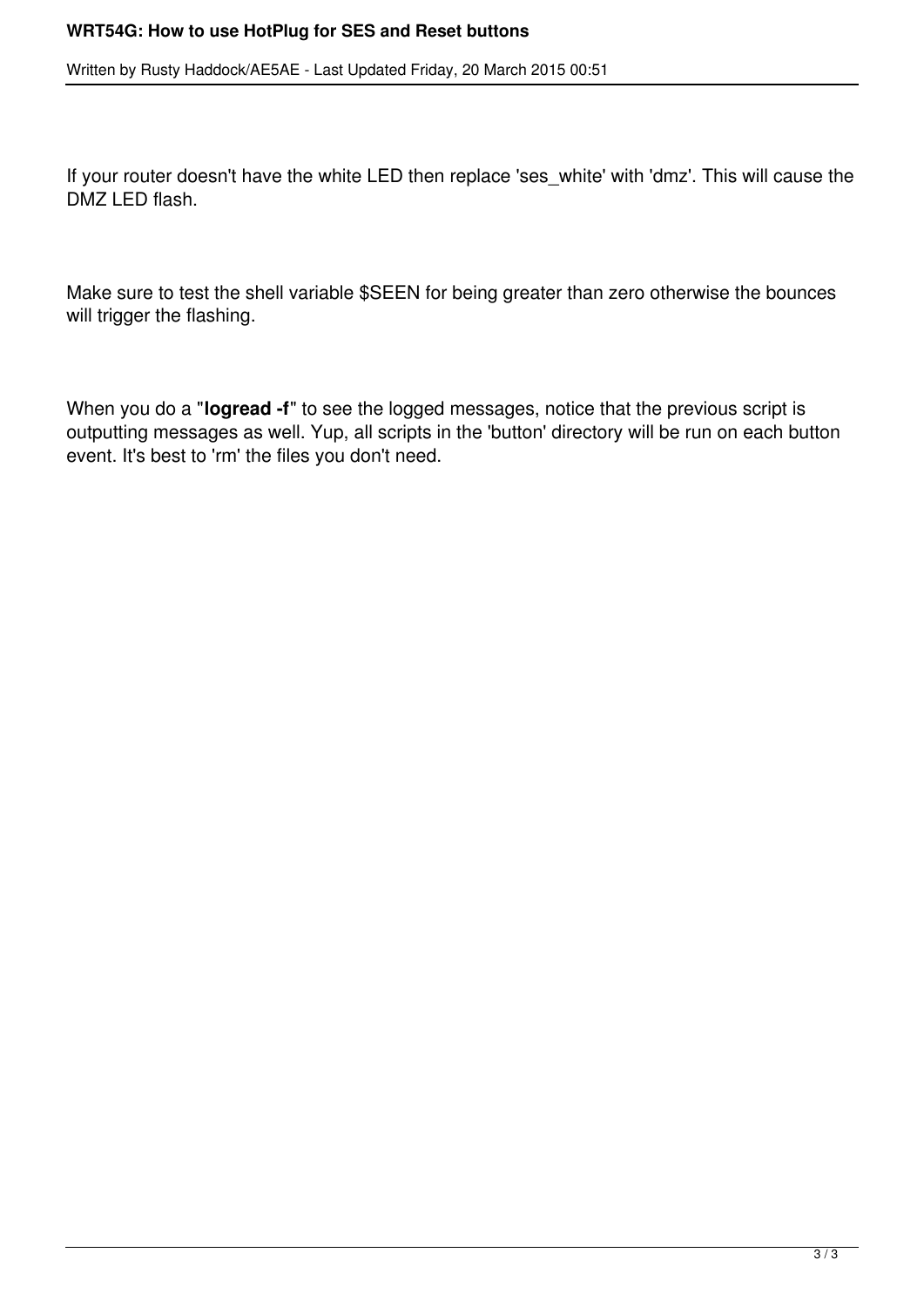If your router doesn't have the white LED then replace 'ses_white' with 'dmz'. This will cause the DMZ LED flash.

Make sure to test the shell variable $SEEN for being greater than zero otherwise the bounces will trigger the flashing.

When you do a "**logread -f**" to see the logged messages, notice that the previous script is outputting messages as well. Yup, all scripts in the 'button' directory will be run on each button event. It's best to 'rm' the files you don't need.